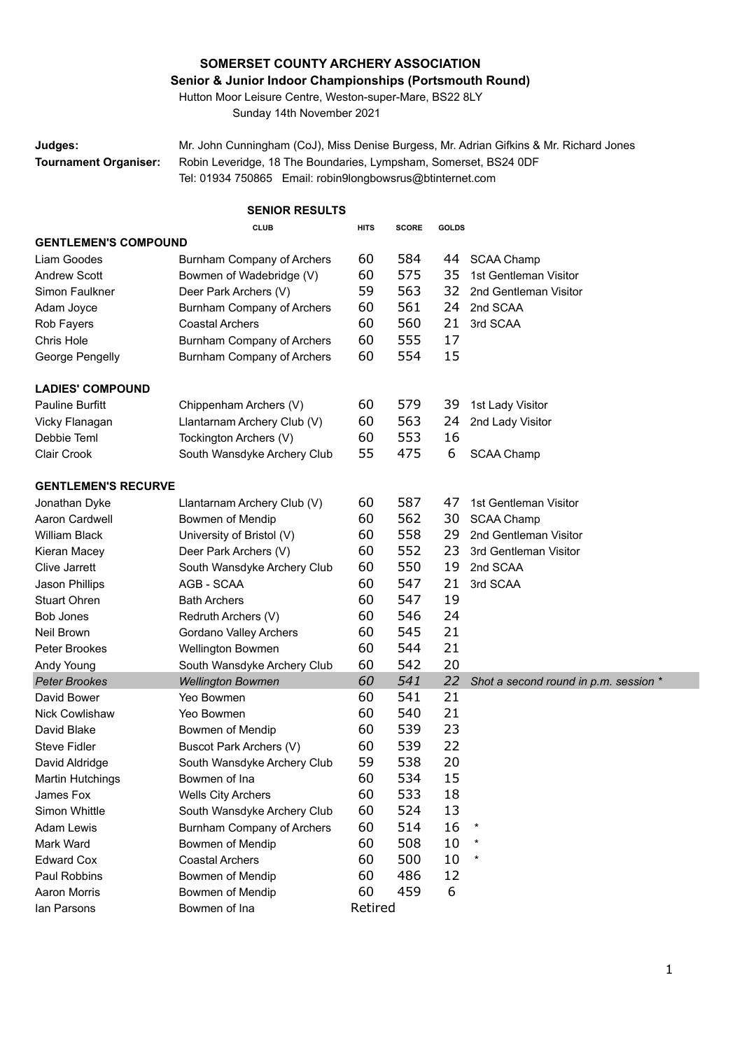**SOMERSET COUNTY ARCHERY ASSOCIATION**

**Senior & Junior Indoor Championships (Portsmouth Round)**

Hutton Moor Leisure Centre, Weston-super-Mare, BS22 8LY

Sunday 14th November 2021

**Judges:** Mr. John Cunningham (CoJ), Miss Denise Burgess, Mr. Adrian Gifkins & Mr. Richard Jones

**Tournament Organiser:** Robin Leveridge, 18 The Boundaries, Lympsham, Somerset, BS24 0DF
Tel: 01934 750865 Email: robin9longbowsrus@btinternet.com

## SENIOR RESULTS

| | CLUB | HITS | SCORE | GOLDS | |
|---|---|---|---|---|---|
| **GENTLEMEN'S COMPOUND** | | | | | |
| Liam Goodes | Burnham Company of Archers | 60 | 584 | 44 | SCAA Champ |
| Andrew Scott | Bowmen of Wadebridge (V) | 60 | 575 | 35 | 1st Gentleman Visitor |
| Simon Faulkner | Deer Park Archers (V) | 59 | 563 | 32 | 2nd Gentleman Visitor |
| Adam Joyce | Burnham Company of Archers | 60 | 561 | 24 | 2nd SCAA |
| Rob Fayers | Coastal Archers | 60 | 560 | 21 | 3rd SCAA |
| Chris Hole | Burnham Company of Archers | 60 | 555 | 17 | |
| George Pengelly | Burnham Company of Archers | 60 | 554 | 15 | |
| **LADIES' COMPOUND** | | | | | |
| Pauline Burfitt | Chippenham Archers (V) | 60 | 579 | 39 | 1st Lady Visitor |
| Vicky Flanagan | Llantarnam Archery Club (V) | 60 | 563 | 24 | 2nd Lady Visitor |
| Debbie Teml | Tockington Archers (V) | 60 | 553 | 16 | |
| Clair Crook | South Wansdyke Archery Club | 55 | 475 | 6 | SCAA Champ |
| **GENTLEMEN'S RECURVE** | | | | | |
| Jonathan Dyke | Llantarnam Archery Club (V) | 60 | 587 | 47 | 1st Gentleman Visitor |
| Aaron Cardwell | Bowmen of Mendip | 60 | 562 | 30 | SCAA Champ |
| William Black | University of Bristol (V) | 60 | 558 | 29 | 2nd Gentleman Visitor |
| Kieran Macey | Deer Park Archers (V) | 60 | 552 | 23 | 3rd Gentleman Visitor |
| Clive Jarrett | South Wansdyke Archery Club | 60 | 550 | 19 | 2nd SCAA |
| Jason Phillips | AGB - SCAA | 60 | 547 | 21 | 3rd SCAA |
| Stuart Ohren | Bath Archers | 60 | 547 | 19 | |
| Bob Jones | Redruth Archers (V) | 60 | 546 | 24 | |
| Neil Brown | Gordano Valley Archers | 60 | 545 | 21 | |
| Peter Brookes | Wellington Bowmen | 60 | 544 | 21 | |
| Andy Young | South Wansdyke Archery Club | 60 | 542 | 20 | |
| *Peter Brookes* | *Wellington Bowmen* | *60* | *541* | *22* | *Shot a second round in p.m. session ** |
| David Bower | Yeo Bowmen | 60 | 541 | 21 | |
| Nick Cowlishaw | Yeo Bowmen | 60 | 540 | 21 | |
| David Blake | Bowmen of Mendip | 60 | 539 | 23 | |
| Steve Fidler | Buscot Park Archers (V) | 60 | 539 | 22 | |
| David Aldridge | South Wansdyke Archery Club | 59 | 538 | 20 | |
| Martin Hutchings | Bowmen of Ina | 60 | 534 | 15 | |
| James Fox | Wells City Archers | 60 | 533 | 18 | |
| Simon Whittle | South Wansdyke Archery Club | 60 | 524 | 13 | |
| Adam Lewis | Burnham Company of Archers | 60 | 514 | 16 | * |
| Mark Ward | Bowmen of Mendip | 60 | 508 | 10 | * |
| Edward Cox | Coastal Archers | 60 | 500 | 10 | * |
| Paul Robbins | Bowmen of Mendip | 60 | 486 | 12 | |
| Aaron Morris | Bowmen of Mendip | 60 | 459 | 6 | |
| Ian Parsons | Bowmen of Ina | Retired | | | |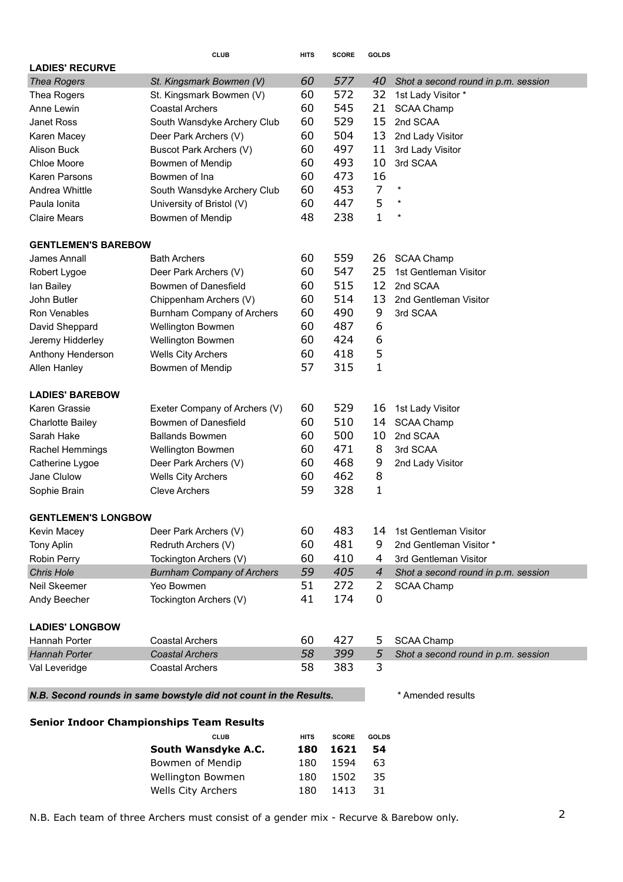| | CLUB | HITS | SCORE | GOLDS | |
|---|---|---|---|---|---|
| **LADIES' RECURVE** | | | | | |
| *Thea Rogers* | *St. Kingsmark Bowmen (V)* | *60* | *577* | *40* | *Shot a second round in p.m. session* |
| Thea Rogers | St. Kingsmark Bowmen (V) | 60 | 572 | 32 | 1st Lady Visitor * |
| Anne Lewin | Coastal Archers | 60 | 545 | 21 | SCAA Champ |
| Janet Ross | South Wansdyke Archery Club | 60 | 529 | 15 | 2nd SCAA |
| Karen Macey | Deer Park Archers (V) | 60 | 504 | 13 | 2nd Lady Visitor |
| Alison Buck | Buscot Park Archers (V) | 60 | 497 | 11 | 3rd Lady Visitor |
| Chloe Moore | Bowmen of Mendip | 60 | 493 | 10 | 3rd SCAA |
| Karen Parsons | Bowmen of Ina | 60 | 473 | 16 | |
| Andrea Whittle | South Wansdyke Archery Club | 60 | 453 | 7 | * |
| Paula Ionita | University of Bristol (V) | 60 | 447 | 5 | * |
| Claire Mears | Bowmen of Mendip | 48 | 238 | 1 | * |
| **GENTLEMEN'S BAREBOW** | | | | | |
| James Annall | Bath Archers | 60 | 559 | 26 | SCAA Champ |
| Robert Lygoe | Deer Park Archers (V) | 60 | 547 | 25 | 1st Gentleman Visitor |
| Ian Bailey | Bowmen of Danesfield | 60 | 515 | 12 | 2nd SCAA |
| John Butler | Chippenham Archers (V) | 60 | 514 | 13 | 2nd Gentleman Visitor |
| Ron Venables | Burnham Company of Archers | 60 | 490 | 9 | 3rd SCAA |
| David Sheppard | Wellington Bowmen | 60 | 487 | 6 | |
| Jeremy Hidderley | Wellington Bowmen | 60 | 424 | 6 | |
| Anthony Henderson | Wells City Archers | 60 | 418 | 5 | |
| Allen Hanley | Bowmen of Mendip | 57 | 315 | 1 | |
| **LADIES' BAREBOW** | | | | | |
| Karen Grassie | Exeter Company of Archers (V) | 60 | 529 | 16 | 1st Lady Visitor |
| Charlotte Bailey | Bowmen of Danesfield | 60 | 510 | 14 | SCAA Champ |
| Sarah Hake | Ballands Bowmen | 60 | 500 | 10 | 2nd SCAA |
| Rachel Hemmings | Wellington Bowmen | 60 | 471 | 8 | 3rd SCAA |
| Catherine Lygoe | Deer Park Archers (V) | 60 | 468 | 9 | 2nd Lady Visitor |
| Jane Clulow | Wells City Archers | 60 | 462 | 8 | |
| Sophie Brain | Cleve Archers | 59 | 328 | 1 | |
| **GENTLEMEN'S LONGBOW** | | | | | |
| Kevin Macey | Deer Park Archers (V) | 60 | 483 | 14 | 1st Gentleman Visitor |
| Tony Aplin | Redruth Archers (V) | 60 | 481 | 9 | 2nd Gentleman Visitor * |
| Robin Perry | Tockington Archers (V) | 60 | 410 | 4 | 3rd Gentleman Visitor |
| *Chris Hole* | *Burnham Company of Archers* | *59* | *405* | *4* | *Shot a second round in p.m. session* |
| Neil Skeemer | Yeo Bowmen | 51 | 272 | 2 | SCAA Champ |
| Andy Beecher | Tockington Archers (V) | 41 | 174 | 0 | |
| **LADIES' LONGBOW** | | | | | |
| Hannah Porter | Coastal Archers | 60 | 427 | 5 | SCAA Champ |
| *Hannah Porter* | *Coastal Archers* | *58* | *399* | *5* | *Shot a second round in p.m. session* |
| Val Leveridge | Coastal Archers | 58 | 383 | 3 | |

***N.B. Second rounds in same bowstyle did not count in the Results.***

\* Amended results

**Senior Indoor Championships Team Results**

| CLUB | HITS | SCORE | GOLDS |
|---|---|---|---|
| **South Wansdyke A.C.** | **180** | **1621** | **54** |
| Bowmen of Mendip | 180 | 1594 | 63 |
| Wellington Bowmen | 180 | 1502 | 35 |
| Wells City Archers | 180 | 1413 | 31 |

N.B. Each team of three Archers must consist of a gender mix - Recurve & Barebow only.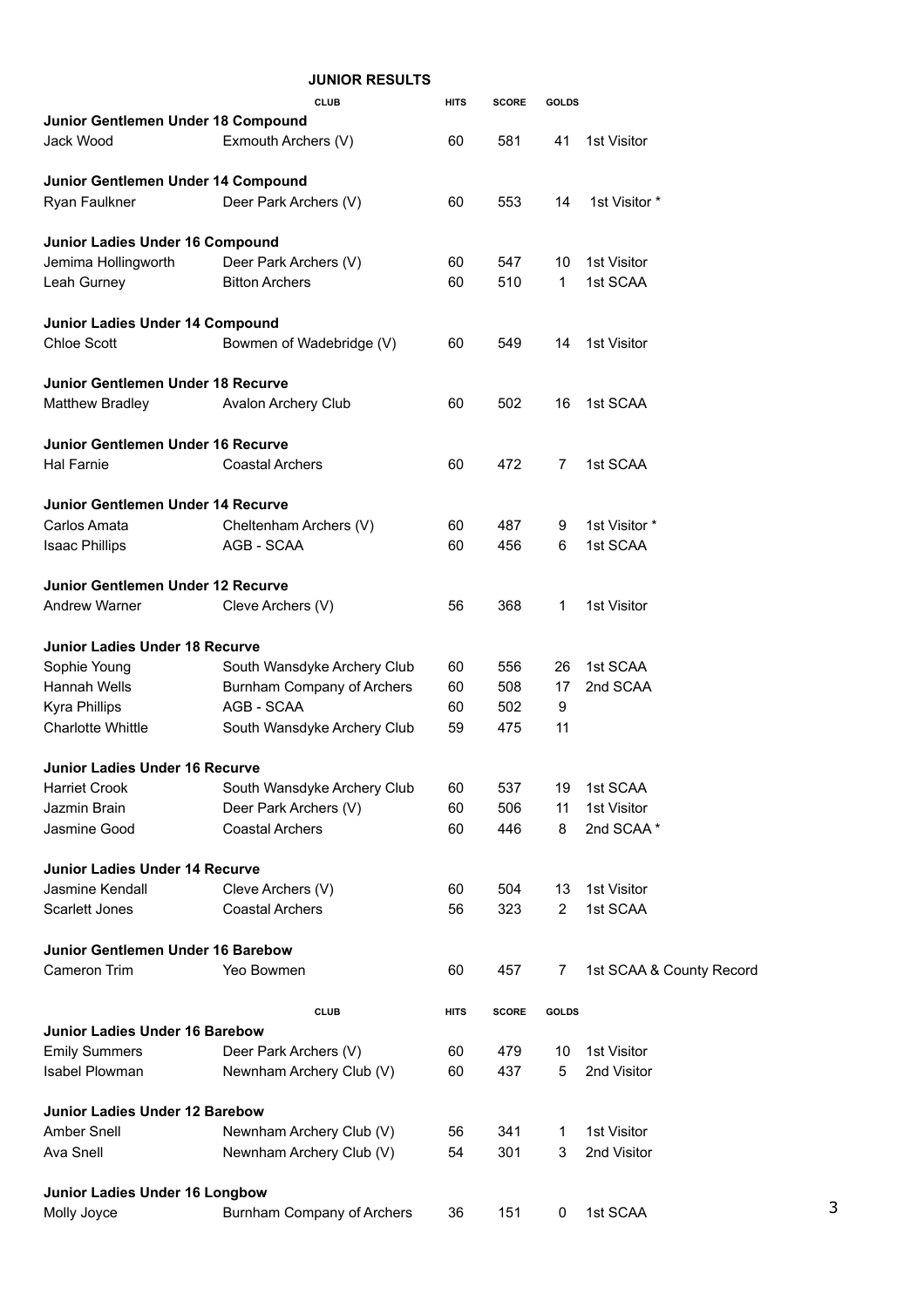## JUNIOR RESULTS

| | CLUB | HITS | SCORE | GOLDS | |
|---|---|---|---|---|---|
| **Junior Gentlemen Under 18 Compound** | | | | | |
| Jack Wood | Exmouth Archers (V) | 60 | 581 | 41 | 1st Visitor |
| **Junior Gentlemen Under 14 Compound** | | | | | |
| Ryan Faulkner | Deer Park Archers (V) | 60 | 553 | 14 | 1st Visitor * |
| **Junior Ladies Under 16 Compound** | | | | | |
| Jemima Hollingworth | Deer Park Archers (V) | 60 | 547 | 10 | 1st Visitor |
| Leah Gurney | Bitton Archers | 60 | 510 | 1 | 1st SCAA |
| **Junior Ladies Under 14 Compound** | | | | | |
| Chloe Scott | Bowmen of Wadebridge (V) | 60 | 549 | 14 | 1st Visitor |
| **Junior Gentlemen Under 18 Recurve** | | | | | |
| Matthew Bradley | Avalon Archery Club | 60 | 502 | 16 | 1st SCAA |
| **Junior Gentlemen Under 16 Recurve** | | | | | |
| Hal Farnie | Coastal Archers | 60 | 472 | 7 | 1st SCAA |
| **Junior Gentlemen Under 14 Recurve** | | | | | |
| Carlos Amata | Cheltenham Archers (V) | 60 | 487 | 9 | 1st Visitor * |
| Isaac Phillips | AGB - SCAA | 60 | 456 | 6 | 1st SCAA |
| **Junior Gentlemen Under 12 Recurve** | | | | | |
| Andrew Warner | Cleve Archers (V) | 56 | 368 | 1 | 1st Visitor |
| **Junior Ladies Under 18 Recurve** | | | | | |
| Sophie Young | South Wansdyke Archery Club | 60 | 556 | 26 | 1st SCAA |
| Hannah Wells | Burnham Company of Archers | 60 | 508 | 17 | 2nd SCAA |
| Kyra Phillips | AGB - SCAA | 60 | 502 | 9 | |
| Charlotte Whittle | South Wansdyke Archery Club | 59 | 475 | 11 | |
| **Junior Ladies Under 16 Recurve** | | | | | |
| Harriet Crook | South Wansdyke Archery Club | 60 | 537 | 19 | 1st SCAA |
| Jazmin Brain | Deer Park Archers (V) | 60 | 506 | 11 | 1st Visitor |
| Jasmine Good | Coastal Archers | 60 | 446 | 8 | 2nd SCAA * |
| **Junior Ladies Under 14 Recurve** | | | | | |
| Jasmine Kendall | Cleve Archers (V) | 60 | 504 | 13 | 1st Visitor |
| Scarlett Jones | Coastal Archers | 56 | 323 | 2 | 1st SCAA |
| **Junior Gentlemen Under 16 Barebow** | | | | | |
| Cameron Trim | Yeo Bowmen | 60 | 457 | 7 | 1st SCAA & County Record |

| | CLUB | HITS | SCORE | GOLDS | |
|---|---|---|---|---|---|
| **Junior Ladies Under 16 Barebow** | | | | | |
| Emily Summers | Deer Park Archers (V) | 60 | 479 | 10 | 1st Visitor |
| Isabel Plowman | Newnham Archery Club (V) | 60 | 437 | 5 | 2nd Visitor |
| **Junior Ladies Under 12 Barebow** | | | | | |
| Amber Snell | Newnham Archery Club (V) | 56 | 341 | 1 | 1st Visitor |
| Ava Snell | Newnham Archery Club (V) | 54 | 301 | 3 | 2nd Visitor |
| **Junior Ladies Under 16 Longbow** | | | | | |
| Molly Joyce | Burnham Company of Archers | 36 | 151 | 0 | 1st SCAA |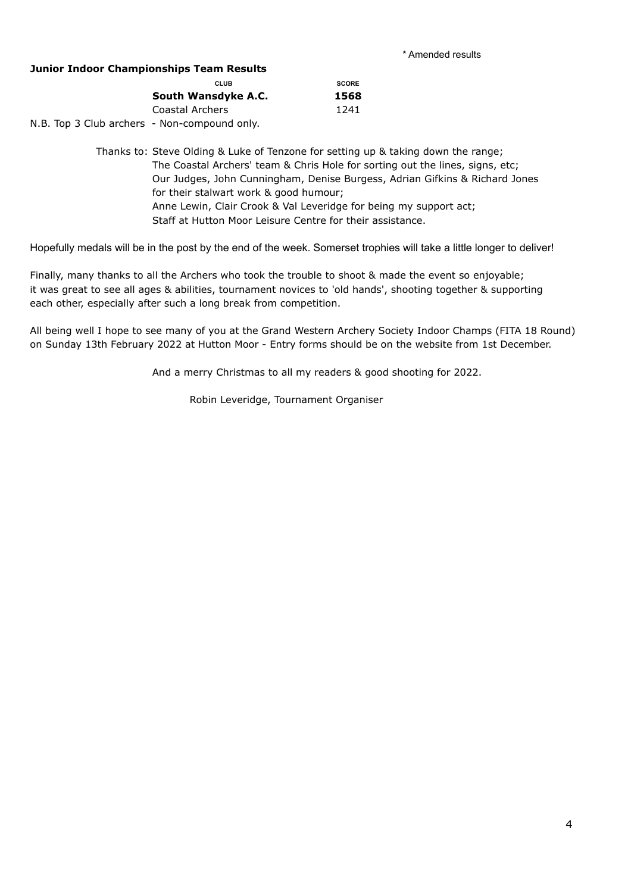\* Amended results

**Junior Indoor Championships Team Results**

| CLUB | SCORE |
|---|---|
| **South Wansdyke A.C.** | **1568** |
| Coastal Archers | 1241 |

N.B. Top 3 Club archers - Non-compound only.

Thanks to: Steve Olding & Luke of Tenzone for setting up & taking down the range;
The Coastal Archers' team & Chris Hole for sorting out the lines, signs, etc;
Our Judges, John Cunningham, Denise Burgess, Adrian Gifkins & Richard Jones for their stalwart work & good humour;
Anne Lewin, Clair Crook & Val Leveridge for being my support act;
Staff at Hutton Moor Leisure Centre for their assistance.

Hopefully medals will be in the post by the end of the week. Somerset trophies will take a little longer to deliver!

Finally, many thanks to all the Archers who took the trouble to shoot & made the event so enjoyable; it was great to see all ages & abilities, tournament novices to 'old hands', shooting together & supporting each other, especially after such a long break from competition.

All being well I hope to see many of you at the Grand Western Archery Society Indoor Champs (FITA 18 Round) on Sunday 13th February 2022 at Hutton Moor - Entry forms should be on the website from 1st December.

And a merry Christmas to all my readers & good shooting for 2022.

Robin Leveridge, Tournament Organiser